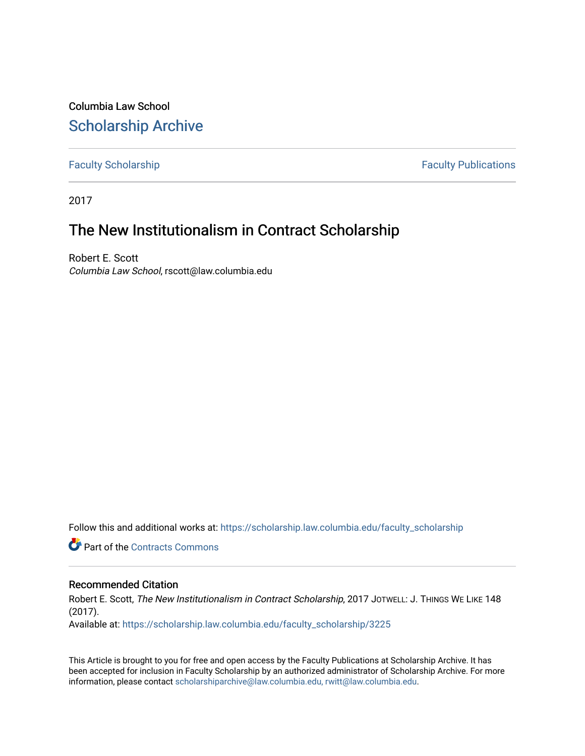Columbia Law School

## Scholarship Archive

Faculty Scholarship | Faculty Publications

2017

# The New Institutionalism in Contract Scholarship

Robert E. Scott
*Columbia Law School*, rscott@law.columbia.edu

Follow this and additional works at: https://scholarship.law.columbia.edu/faculty_scholarship

Part of the Contracts Commons

### Recommended Citation

Robert E. Scott, *The New Institutionalism in Contract Scholarship*, 2017 JOTWELL: J. THINGS WE LIKE 148 (2017).
Available at: https://scholarship.law.columbia.edu/faculty_scholarship/3225

This Article is brought to you for free and open access by the Faculty Publications at Scholarship Archive. It has been accepted for inclusion in Faculty Scholarship by an authorized administrator of Scholarship Archive. For more information, please contact scholarshiparchive@law.columbia.edu, rwitt@law.columbia.edu.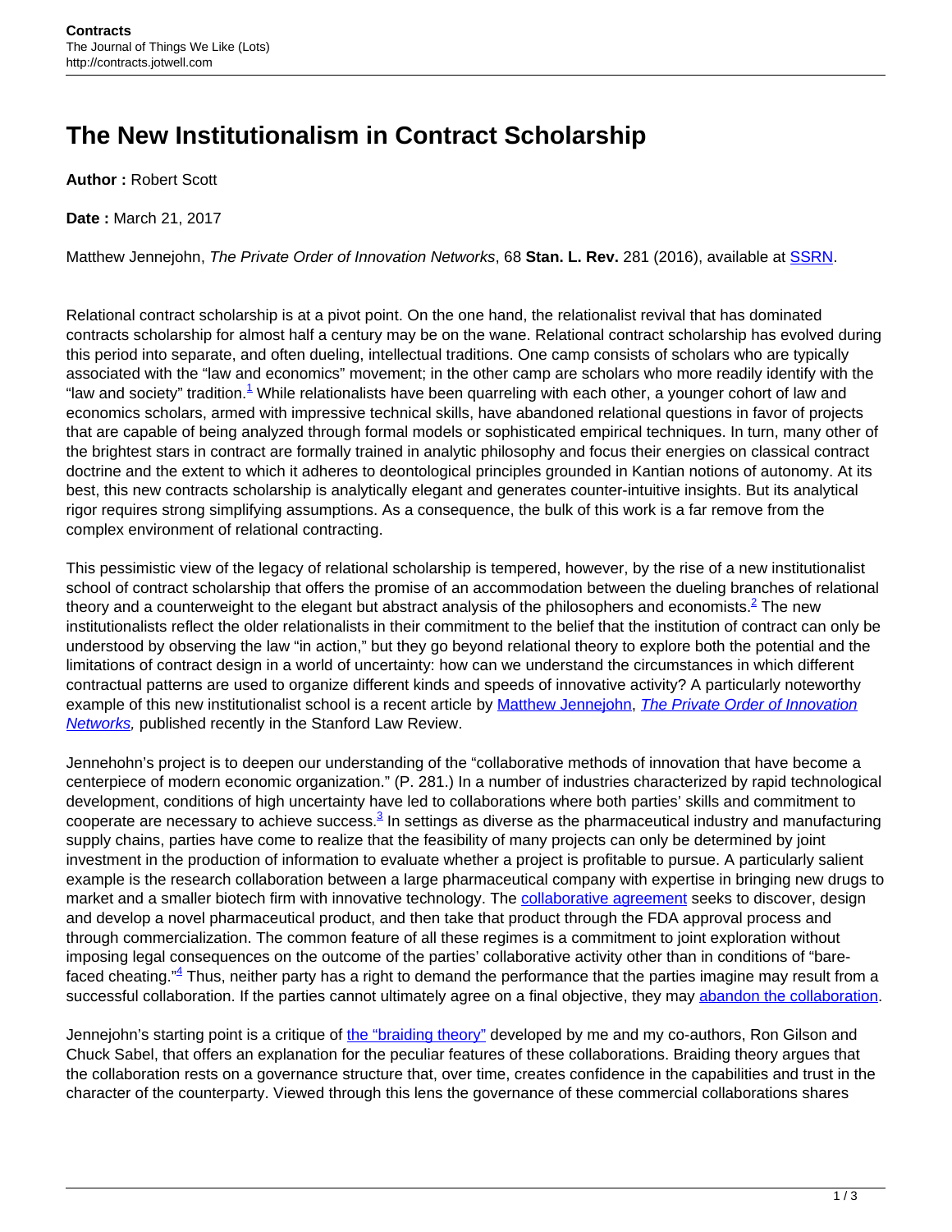# The New Institutionalism in Contract Scholarship

**Author :** Robert Scott

**Date :** March 21, 2017

Matthew Jennejohn, *The Private Order of Innovation Networks*, 68 **Stan. L. Rev.** 281 (2016), available at SSRN.

Relational contract scholarship is at a pivot point. On the one hand, the relationalist revival that has dominated contracts scholarship for almost half a century may be on the wane. Relational contract scholarship has evolved during this period into separate, and often dueling, intellectual traditions. One camp consists of scholars who are typically associated with the "law and economics" movement; in the other camp are scholars who more readily identify with the "law and society" tradition.[1] While relationalists have been quarreling with each other, a younger cohort of law and economics scholars, armed with impressive technical skills, have abandoned relational questions in favor of projects that are capable of being analyzed through formal models or sophisticated empirical techniques. In turn, many other of the brightest stars in contract are formally trained in analytic philosophy and focus their energies on classical contract doctrine and the extent to which it adheres to deontological principles grounded in Kantian notions of autonomy. At its best, this new contracts scholarship is analytically elegant and generates counter-intuitive insights. But its analytical rigor requires strong simplifying assumptions. As a consequence, the bulk of this work is a far remove from the complex environment of relational contracting.

This pessimistic view of the legacy of relational scholarship is tempered, however, by the rise of a new institutionalist school of contract scholarship that offers the promise of an accommodation between the dueling branches of relational theory and a counterweight to the elegant but abstract analysis of the philosophers and economists.[2] The new institutionalists reflect the older relationalists in their commitment to the belief that the institution of contract can only be understood by observing the law "in action," but they go beyond relational theory to explore both the potential and the limitations of contract design in a world of uncertainty: how can we understand the circumstances in which different contractual patterns are used to organize different kinds and speeds of innovative activity? A particularly noteworthy example of this new institutionalist school is a recent article by Matthew Jennejohn, *The Private Order of Innovation Networks,* published recently in the Stanford Law Review.

Jennehohn's project is to deepen our understanding of the "collaborative methods of innovation that have become a centerpiece of modern economic organization." (P. 281.) In a number of industries characterized by rapid technological development, conditions of high uncertainty have led to collaborations where both parties' skills and commitment to cooperate are necessary to achieve success.[3] In settings as diverse as the pharmaceutical industry and manufacturing supply chains, parties have come to realize that the feasibility of many projects can only be determined by joint investment in the production of information to evaluate whether a project is profitable to pursue. A particularly salient example is the research collaboration between a large pharmaceutical company with expertise in bringing new drugs to market and a smaller biotech firm with innovative technology. The collaborative agreement seeks to discover, design and develop a novel pharmaceutical product, and then take that product through the FDA approval process and through commercialization. The common feature of all these regimes is a commitment to joint exploration without imposing legal consequences on the outcome of the parties' collaborative activity other than in conditions of "bare-faced cheating."[4] Thus, neither party has a right to demand the performance that the parties imagine may result from a successful collaboration. If the parties cannot ultimately agree on a final objective, they may abandon the collaboration.

Jennejohn's starting point is a critique of the "braiding theory" developed by me and my co-authors, Ron Gilson and Chuck Sabel, that offers an explanation for the peculiar features of these collaborations. Braiding theory argues that the collaboration rests on a governance structure that, over time, creates confidence in the capabilities and trust in the character of the counterparty. Viewed through this lens the governance of these commercial collaborations shares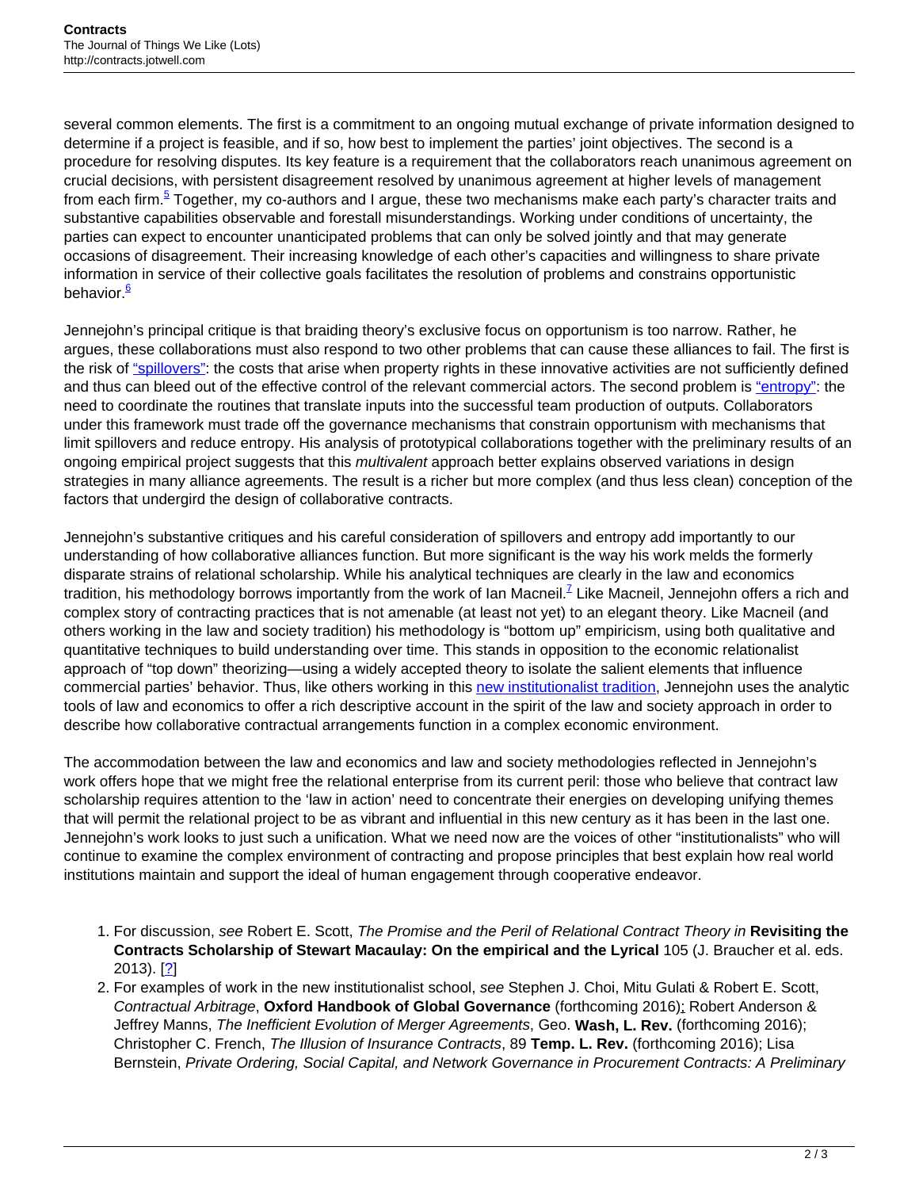several common elements. The first is a commitment to an ongoing mutual exchange of private information designed to determine if a project is feasible, and if so, how best to implement the parties' joint objectives. The second is a procedure for resolving disputes. Its key feature is a requirement that the collaborators reach unanimous agreement on crucial decisions, with persistent disagreement resolved by unanimous agreement at higher levels of management from each firm.[5] Together, my co-authors and I argue, these two mechanisms make each party's character traits and substantive capabilities observable and forestall misunderstandings. Working under conditions of uncertainty, the parties can expect to encounter unanticipated problems that can only be solved jointly and that may generate occasions of disagreement. Their increasing knowledge of each other's capacities and willingness to share private information in service of their collective goals facilitates the resolution of problems and constrains opportunistic behavior.[6]

Jennejohn's principal critique is that braiding theory's exclusive focus on opportunism is too narrow. Rather, he argues, these collaborations must also respond to two other problems that can cause these alliances to fail. The first is the risk of "spillovers": the costs that arise when property rights in these innovative activities are not sufficiently defined and thus can bleed out of the effective control of the relevant commercial actors. The second problem is "entropy": the need to coordinate the routines that translate inputs into the successful team production of outputs. Collaborators under this framework must trade off the governance mechanisms that constrain opportunism with mechanisms that limit spillovers and reduce entropy. His analysis of prototypical collaborations together with the preliminary results of an ongoing empirical project suggests that this *multivalent* approach better explains observed variations in design strategies in many alliance agreements. The result is a richer but more complex (and thus less clean) conception of the factors that undergird the design of collaborative contracts.

Jennejohn's substantive critiques and his careful consideration of spillovers and entropy add importantly to our understanding of how collaborative alliances function. But more significant is the way his work melds the formerly disparate strains of relational scholarship. While his analytical techniques are clearly in the law and economics tradition, his methodology borrows importantly from the work of Ian Macneil.[7] Like Macneil, Jennejohn offers a rich and complex story of contracting practices that is not amenable (at least not yet) to an elegant theory. Like Macneil (and others working in the law and society tradition) his methodology is "bottom up" empiricism, using both qualitative and quantitative techniques to build understanding over time. This stands in opposition to the economic relationalist approach of "top down" theorizing—using a widely accepted theory to isolate the salient elements that influence commercial parties' behavior. Thus, like others working in this new institutionalist tradition, Jennejohn uses the analytic tools of law and economics to offer a rich descriptive account in the spirit of the law and society approach in order to describe how collaborative contractual arrangements function in a complex economic environment.

The accommodation between the law and economics and law and society methodologies reflected in Jennejohn's work offers hope that we might free the relational enterprise from its current peril: those who believe that contract law scholarship requires attention to the 'law in action' need to concentrate their energies on developing unifying themes that will permit the relational project to be as vibrant and influential in this new century as it has been in the last one. Jennejohn's work looks to just such a unification. What we need now are the voices of other "institutionalists" who will continue to examine the complex environment of contracting and propose principles that best explain how real world institutions maintain and support the ideal of human engagement through cooperative endeavor.

1. For discussion, *see* Robert E. Scott, *The Promise and the Peril of Relational Contract Theory in* **Revisiting the Contracts Scholarship of Stewart Macaulay: On the empirical and the Lyrical** 105 (J. Braucher et al. eds. 2013). [?]
2. For examples of work in the new institutionalist school, *see* Stephen J. Choi, Mitu Gulati & Robert E. Scott, *Contractual Arbitrage*, **Oxford Handbook of Global Governance** (forthcoming 2016); Robert Anderson & Jeffrey Manns, *The Inefficient Evolution of Merger Agreements*, Geo. **Wash, L. Rev.** (forthcoming 2016); Christopher C. French, *The Illusion of Insurance Contracts*, 89 **Temp. L. Rev.** (forthcoming 2016); Lisa Bernstein, *Private Ordering, Social Capital, and Network Governance in Procurement Contracts: A Preliminary*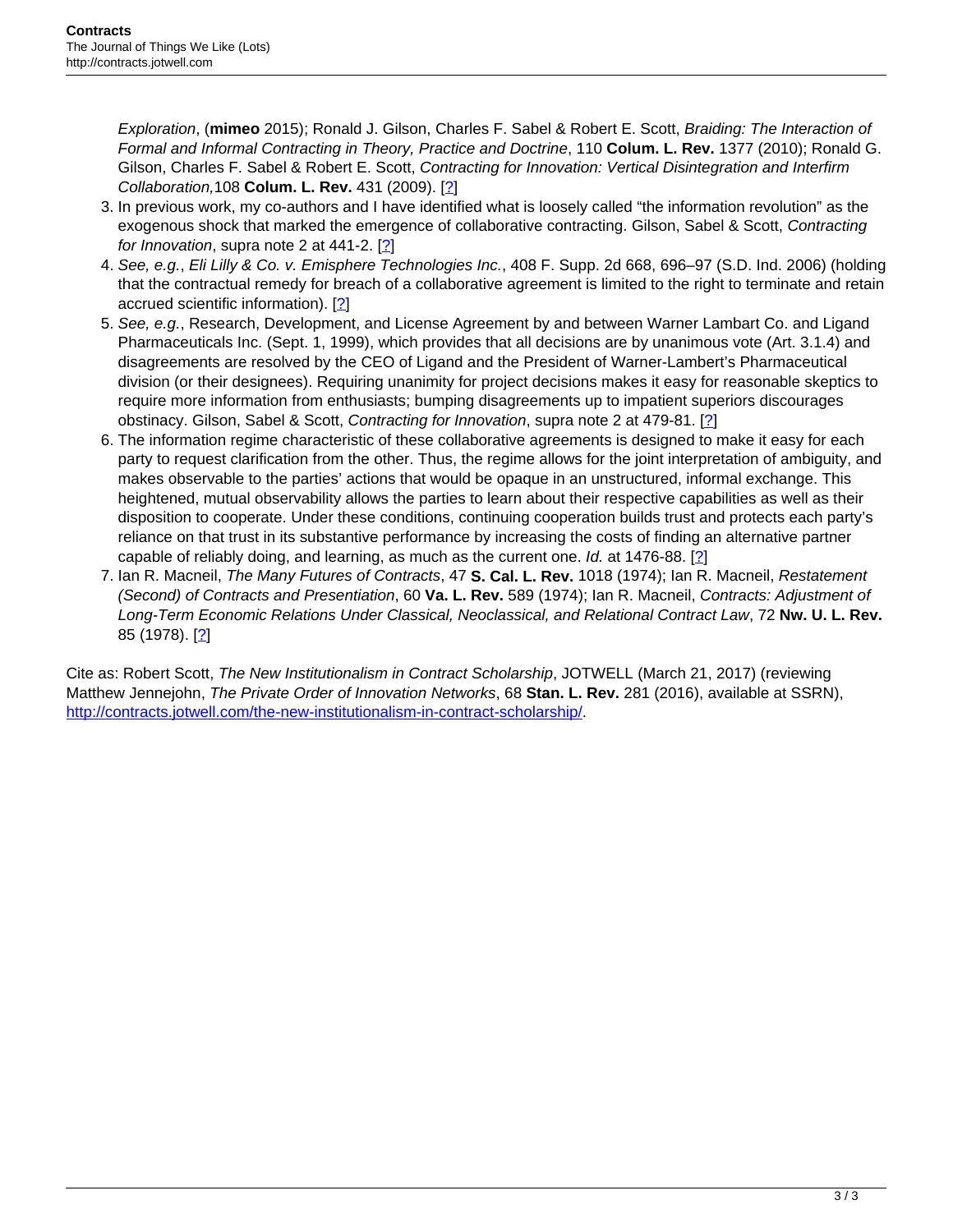Exploration, (**mimeo** 2015); Ronald J. Gilson, Charles F. Sabel & Robert E. Scott, *Braiding: The Interaction of Formal and Informal Contracting in Theory, Practice and Doctrine*, 110 **Colum. L. Rev.** 1377 (2010); Ronald G. Gilson, Charles F. Sabel & Robert E. Scott, *Contracting for Innovation: Vertical Disintegration and Interfirm Collaboration,*108 **Colum. L. Rev.** 431 (2009). [?]

3. In previous work, my co-authors and I have identified what is loosely called "the information revolution" as the exogenous shock that marked the emergence of collaborative contracting. Gilson, Sabel & Scott, *Contracting for Innovation*, supra note 2 at 441-2. [?]
4. *See, e.g.*, *Eli Lilly & Co. v. Emisphere Technologies Inc.*, 408 F. Supp. 2d 668, 696–97 (S.D. Ind. 2006) (holding that the contractual remedy for breach of a collaborative agreement is limited to the right to terminate and retain accrued scientific information). [?]
5. *See, e.g.*, Research, Development, and License Agreement by and between Warner Lambart Co. and Ligand Pharmaceuticals Inc. (Sept. 1, 1999), which provides that all decisions are by unanimous vote (Art. 3.1.4) and disagreements are resolved by the CEO of Ligand and the President of Warner-Lambert's Pharmaceutical division (or their designees). Requiring unanimity for project decisions makes it easy for reasonable skeptics to require more information from enthusiasts; bumping disagreements up to impatient superiors discourages obstinacy. Gilson, Sabel & Scott, *Contracting for Innovation*, supra note 2 at 479-81. [?]
6. The information regime characteristic of these collaborative agreements is designed to make it easy for each party to request clarification from the other. Thus, the regime allows for the joint interpretation of ambiguity, and makes observable to the parties' actions that would be opaque in an unstructured, informal exchange. This heightened, mutual observability allows the parties to learn about their respective capabilities as well as their disposition to cooperate. Under these conditions, continuing cooperation builds trust and protects each party's reliance on that trust in its substantive performance by increasing the costs of finding an alternative partner capable of reliably doing, and learning, as much as the current one. *Id.* at 1476-88. [?]
7. Ian R. Macneil, *The Many Futures of Contracts*, 47 **S. Cal. L. Rev.** 1018 (1974); Ian R. Macneil, *Restatement (Second) of Contracts and Presentiation*, 60 **Va. L. Rev.** 589 (1974); Ian R. Macneil, *Contracts: Adjustment of Long-Term Economic Relations Under Classical, Neoclassical, and Relational Contract Law*, 72 **Nw. U. L. Rev.** 85 (1978). [?]

Cite as: Robert Scott, *The New Institutionalism in Contract Scholarship*, JOTWELL (March 21, 2017) (reviewing Matthew Jennejohn, *The Private Order of Innovation Networks*, 68 **Stan. L. Rev.** 281 (2016), available at SSRN), http://contracts.jotwell.com/the-new-institutionalism-in-contract-scholarship/.